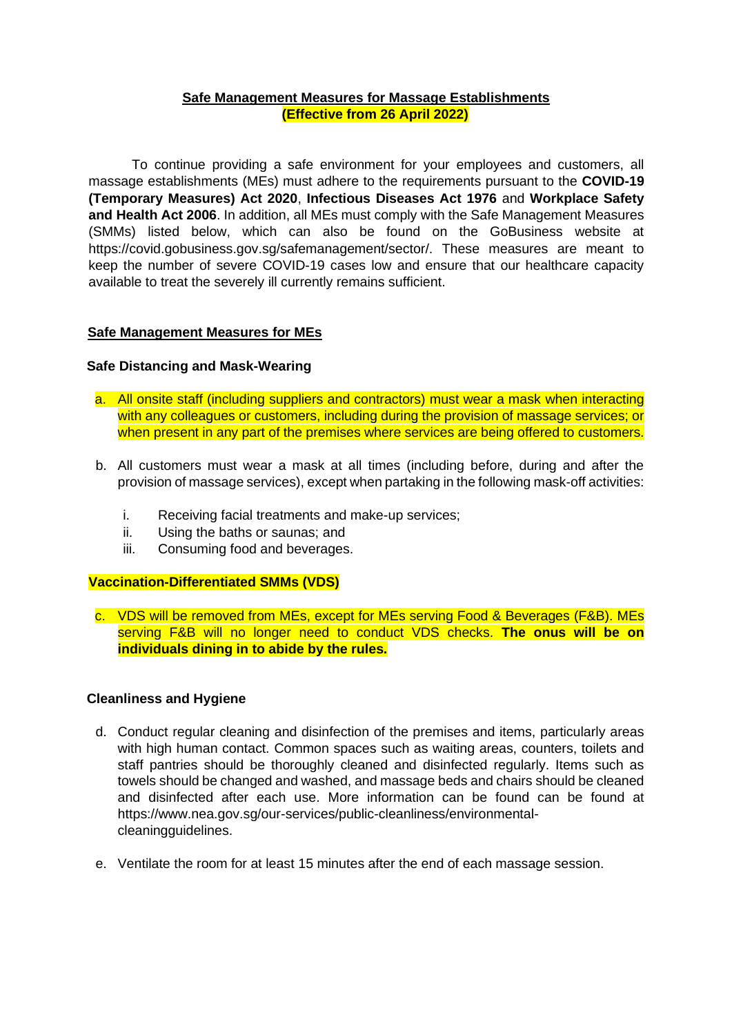**Safe Management Measures for Massage Establishments**
**(Effective from 26 April 2022)**

To continue providing a safe environment for your employees and customers, all massage establishments (MEs) must adhere to the requirements pursuant to the **COVID-19 (Temporary Measures) Act 2020**, **Infectious Diseases Act 1976** and **Workplace Safety and Health Act 2006**. In addition, all MEs must comply with the Safe Management Measures (SMMs) listed below, which can also be found on the GoBusiness website at https://covid.gobusiness.gov.sg/safemanagement/sector/. These measures are meant to keep the number of severe COVID-19 cases low and ensure that our healthcare capacity available to treat the severely ill currently remains sufficient.

## Safe Management Measures for MEs

### Safe Distancing and Mask-Wearing

a. All onsite staff (including suppliers and contractors) must wear a mask when interacting with any colleagues or customers, including during the provision of massage services; or when present in any part of the premises where services are being offered to customers.

b. All customers must wear a mask at all times (including before, during and after the provision of massage services), except when partaking in the following mask-off activities:

   i. Receiving facial treatments and make-up services;
   ii. Using the baths or saunas; and
   iii. Consuming food and beverages.

### Vaccination-Differentiated SMMs (VDS)

c. VDS will be removed from MEs, except for MEs serving Food & Beverages (F&B). MEs serving F&B will no longer need to conduct VDS checks. **The onus will be on individuals dining in to abide by the rules.**

### Cleanliness and Hygiene

d. Conduct regular cleaning and disinfection of the premises and items, particularly areas with high human contact. Common spaces such as waiting areas, counters, toilets and staff pantries should be thoroughly cleaned and disinfected regularly. Items such as towels should be changed and washed, and massage beds and chairs should be cleaned and disinfected after each use. More information can be found can be found at https://www.nea.gov.sg/our-services/public-cleanliness/environmental-cleaningguidelines.

e. Ventilate the room for at least 15 minutes after the end of each massage session.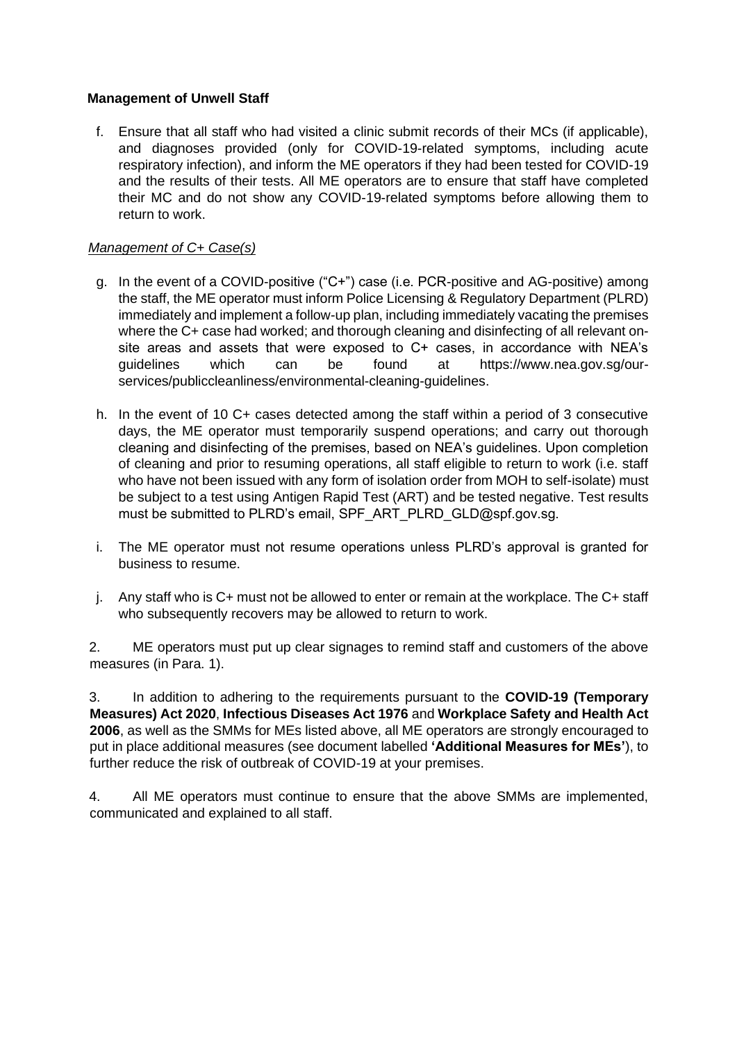**Management of Unwell Staff**

f. Ensure that all staff who had visited a clinic submit records of their MCs (if applicable), and diagnoses provided (only for COVID-19-related symptoms, including acute respiratory infection), and inform the ME operators if they had been tested for COVID-19 and the results of their tests. All ME operators are to ensure that staff have completed their MC and do not show any COVID-19-related symptoms before allowing them to return to work.

*Management of C+ Case(s)*

g. In the event of a COVID-positive ("C+") case (i.e. PCR-positive and AG-positive) among the staff, the ME operator must inform Police Licensing & Regulatory Department (PLRD) immediately and implement a follow-up plan, including immediately vacating the premises where the C+ case had worked; and thorough cleaning and disinfecting of all relevant on-site areas and assets that were exposed to C+ cases, in accordance with NEA's guidelines which can be found at https://www.nea.gov.sg/our-services/publiccleanliness/environmental-cleaning-guidelines.

h. In the event of 10 C+ cases detected among the staff within a period of 3 consecutive days, the ME operator must temporarily suspend operations; and carry out thorough cleaning and disinfecting of the premises, based on NEA's guidelines. Upon completion of cleaning and prior to resuming operations, all staff eligible to return to work (i.e. staff who have not been issued with any form of isolation order from MOH to self-isolate) must be subject to a test using Antigen Rapid Test (ART) and be tested negative. Test results must be submitted to PLRD's email, SPF_ART_PLRD_GLD@spf.gov.sg.

i. The ME operator must not resume operations unless PLRD's approval is granted for business to resume.

j. Any staff who is C+ must not be allowed to enter or remain at the workplace. The C+ staff who subsequently recovers may be allowed to return to work.

2. ME operators must put up clear signages to remind staff and customers of the above measures (in Para. 1).

3. In addition to adhering to the requirements pursuant to the **COVID-19 (Temporary Measures) Act 2020**, **Infectious Diseases Act 1976** and **Workplace Safety and Health Act 2006**, as well as the SMMs for MEs listed above, all ME operators are strongly encouraged to put in place additional measures (see document labelled **'Additional Measures for MEs'**), to further reduce the risk of outbreak of COVID-19 at your premises.

4. All ME operators must continue to ensure that the above SMMs are implemented, communicated and explained to all staff.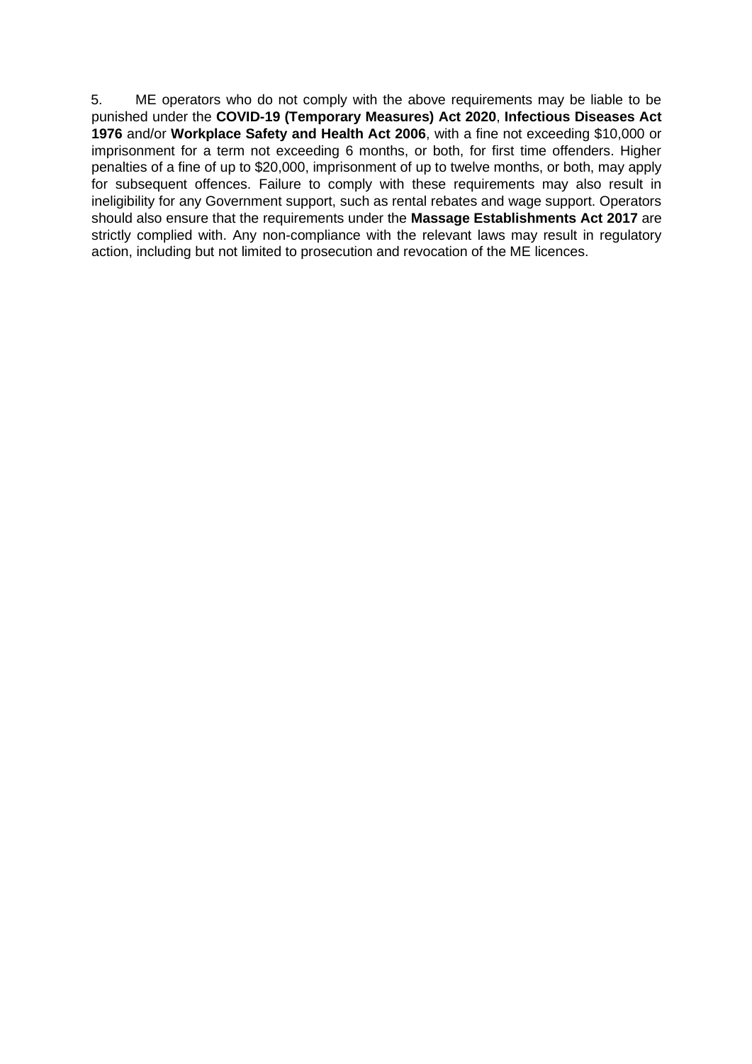5. ME operators who do not comply with the above requirements may be liable to be punished under the **COVID-19 (Temporary Measures) Act 2020**, **Infectious Diseases Act 1976** and/or **Workplace Safety and Health Act 2006**, with a fine not exceeding $10,000 or imprisonment for a term not exceeding 6 months, or both, for first time offenders. Higher penalties of a fine of up to $20,000, imprisonment of up to twelve months, or both, may apply for subsequent offences. Failure to comply with these requirements may also result in ineligibility for any Government support, such as rental rebates and wage support. Operators should also ensure that the requirements under the **Massage Establishments Act 2017** are strictly complied with. Any non-compliance with the relevant laws may result in regulatory action, including but not limited to prosecution and revocation of the ME licences.